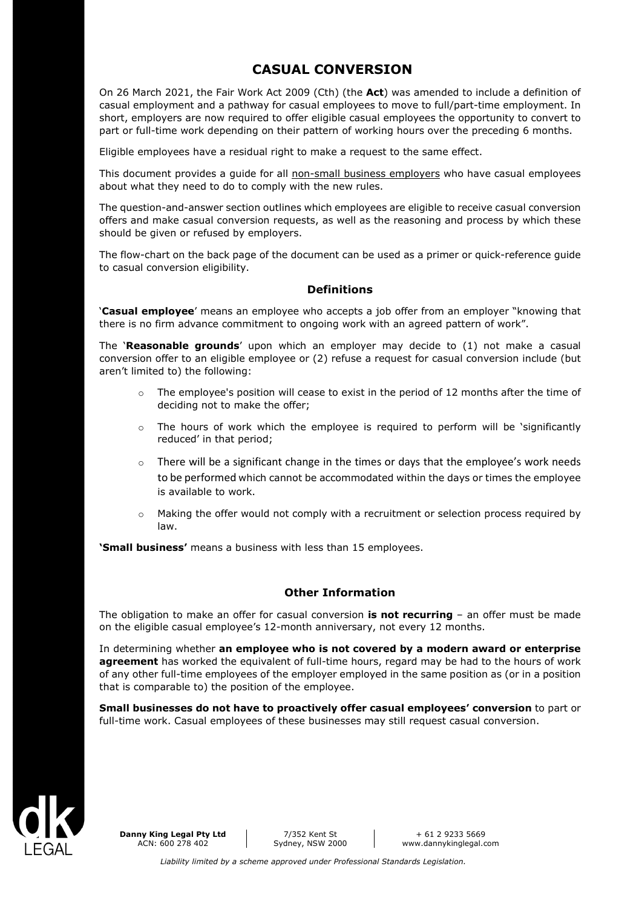# CASUAL CONVERSION

On 26 March 2021, the Fair Work Act 2009 (Cth) (the **Act**) was amended to include a definition of casual employment and a pathway for casual employees to move to full/part-time employment. In short, employers are now required to offer eligible casual employees the opportunity to convert to part or full-time work depending on their pattern of working hours over the preceding 6 months.

Eligible employees have a residual right to make a request to the same effect.

This document provides a guide for all non-small business employers who have casual employees about what they need to do to comply with the new rules.

The question-and-answer section outlines which employees are eligible to receive casual conversion offers and make casual conversion requests, as well as the reasoning and process by which these should be given or refused by employers.

The flow-chart on the back page of the document can be used as a primer or quick-reference guide to casual conversion eligibility.

## Definitions

'**Casual employee**' means an employee who accepts a job offer from an employer "knowing that there is no firm advance commitment to ongoing work with an agreed pattern of work".

The '**Reasonable grounds**' upon which an employer may decide to (1) not make a casual conversion offer to an eligible employee or (2) refuse a request for casual conversion include (but aren't limited to) the following:

- The employee's position will cease to exist in the period of 12 months after the time of deciding not to make the offer;
- The hours of work which the employee is required to perform will be 'significantly reduced' in that period;
- There will be a significant change in the times or days that the employee's work needs to be performed which cannot be accommodated within the days or times the employee is available to work.
- Making the offer would not comply with a recruitment or selection process required by law.

**'Small business'** means a business with less than 15 employees.

## Other Information

The obligation to make an offer for casual conversion **is not recurring** – an offer must be made on the eligible casual employee's 12-month anniversary, not every 12 months.

In determining whether **an employee who is not covered by a modern award or enterprise agreement** has worked the equivalent of full-time hours, regard may be had to the hours of work of any other full-time employees of the employer employed in the same position as (or in a position that is comparable to) the position of the employee.

**Small businesses do not have to proactively offer casual employees' conversion** to part or full-time work. Casual employees of these businesses may still request casual conversion.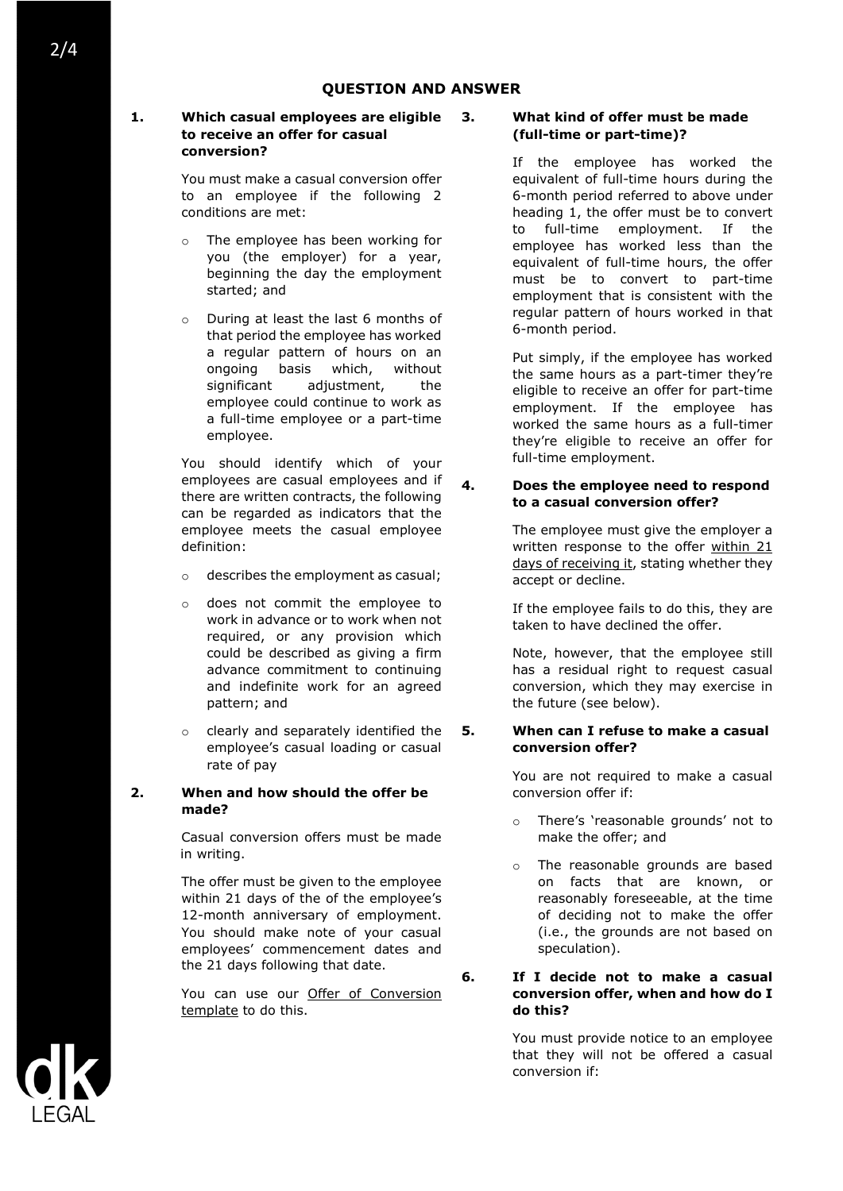## QUESTION AND ANSWER

### 1. Which casual employees are eligible to receive an offer for casual conversion?

You must make a casual conversion offer to an employee if the following 2 conditions are met:

- The employee has been working for you (the employer) for a year, beginning the day the employment started; and
- During at least the last 6 months of that period the employee has worked a regular pattern of hours on an ongoing basis which, without significant adjustment, the employee could continue to work as a full-time employee or a part-time employee.

You should identify which of your employees are casual employees and if there are written contracts, the following can be regarded as indicators that the employee meets the casual employee definition:

- describes the employment as casual;
- does not commit the employee to work in advance or to work when not required, or any provision which could be described as giving a firm advance commitment to continuing and indefinite work for an agreed pattern; and
- clearly and separately identified the employee's casual loading or casual rate of pay

### 2. When and how should the offer be made?

Casual conversion offers must be made in writing.

The offer must be given to the employee within 21 days of the of the employee's 12-month anniversary of employment. You should make note of your casual employees' commencement dates and the 21 days following that date.

You can use our Offer of Conversion template to do this.

### 3. What kind of offer must be made (full-time or part-time)?

If the employee has worked the equivalent of full-time hours during the 6-month period referred to above under heading 1, the offer must be to convert to full-time employment. If the employee has worked less than the equivalent of full-time hours, the offer must be to convert to part-time employment that is consistent with the regular pattern of hours worked in that 6-month period.

Put simply, if the employee has worked the same hours as a part-timer they're eligible to receive an offer for part-time employment. If the employee has worked the same hours as a full-timer they're eligible to receive an offer for full-time employment.

### 4. Does the employee need to respond to a casual conversion offer?

The employee must give the employer a written response to the offer within 21 days of receiving it, stating whether they accept or decline.

If the employee fails to do this, they are taken to have declined the offer.

Note, however, that the employee still has a residual right to request casual conversion, which they may exercise in the future (see below).

### 5. When can I refuse to make a casual conversion offer?

You are not required to make a casual conversion offer if:

- There's 'reasonable grounds' not to make the offer; and
- The reasonable grounds are based on facts that are known, or reasonably foreseeable, at the time of deciding not to make the offer (i.e., the grounds are not based on speculation).

### 6. If I decide not to make a casual conversion offer, when and how do I do this?

You must provide notice to an employee that they will not be offered a casual conversion if: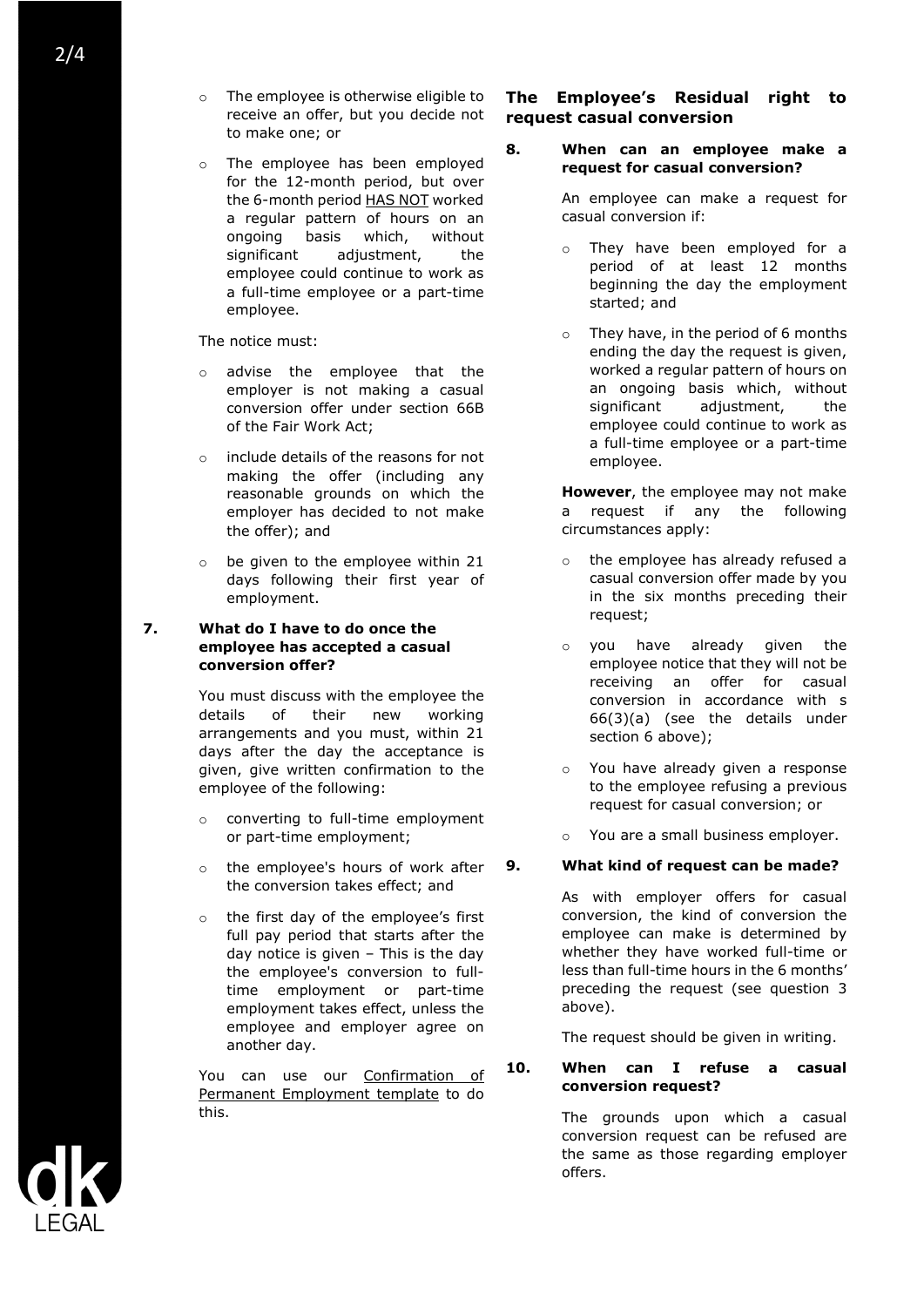- The employee is otherwise eligible to receive an offer, but you decide not to make one; or
- The employee has been employed for the 12-month period, but over the 6-month period HAS NOT worked a regular pattern of hours on an ongoing basis which, without significant adjustment, the employee could continue to work as a full-time employee or a part-time employee.

The notice must:

- advise the employee that the employer is not making a casual conversion offer under section 66B of the Fair Work Act;
- include details of the reasons for not making the offer (including any reasonable grounds on which the employer has decided to not make the offer); and
- be given to the employee within 21 days following their first year of employment.

**7. What do I have to do once the employee has accepted a casual conversion offer?**

You must discuss with the employee the details of their new working arrangements and you must, within 21 days after the day the acceptance is given, give written confirmation to the employee of the following:

- converting to full-time employment or part-time employment;
- the employee's hours of work after the conversion takes effect; and
- the first day of the employee's first full pay period that starts after the day notice is given – This is the day the employee's conversion to full-time employment or part-time employment takes effect, unless the employee and employer agree on another day.

You can use our Confirmation of Permanent Employment template to do this.

## The Employee's Residual right to request casual conversion

**8. When can an employee make a request for casual conversion?**

An employee can make a request for casual conversion if:

- They have been employed for a period of at least 12 months beginning the day the employment started; and
- They have, in the period of 6 months ending the day the request is given, worked a regular pattern of hours on an ongoing basis which, without significant adjustment, the employee could continue to work as a full-time employee or a part-time employee.

**However**, the employee may not make a request if any the following circumstances apply:

- the employee has already refused a casual conversion offer made by you in the six months preceding their request;
- you have already given the employee notice that they will not be receiving an offer for casual conversion in accordance with s 66(3)(a) (see the details under section 6 above);
- You have already given a response to the employee refusing a previous request for casual conversion; or
- You are a small business employer.

**9. What kind of request can be made?**

As with employer offers for casual conversion, the kind of conversion the employee can make is determined by whether they have worked full-time or less than full-time hours in the 6 months' preceding the request (see question 3 above).

The request should be given in writing.

**10. When can I refuse a casual conversion request?**

The grounds upon which a casual conversion request can be refused are the same as those regarding employer offers.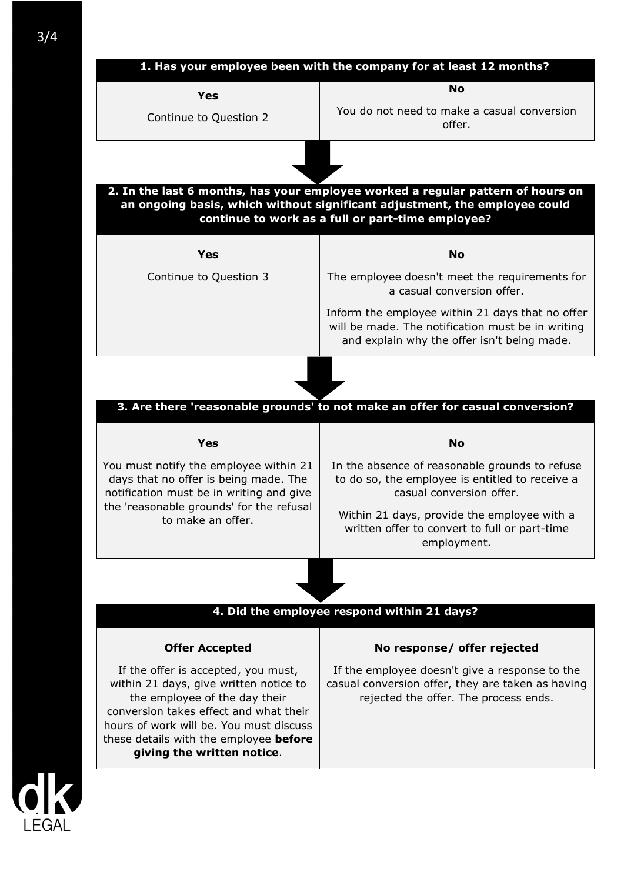### 1. Has your employee been with the company for at least 12 months?

| Yes | No |
|---|---|
| Continue to Question 2 | You do not need to make a casual conversion offer. |

### 2. In the last 6 months, has your employee worked a regular pattern of hours on an ongoing basis, which without significant adjustment, the employee could continue to work as a full or part-time employee?

| Yes | No |
|---|---|
| Continue to Question 3 | The employee doesn't meet the requirements for a casual conversion offer. <br><br> Inform the employee within 21 days that no offer will be made. The notification must be in writing and explain why the offer isn't being made. |

### 3. Are there 'reasonable grounds' to not make an offer for casual conversion?

| Yes | No |
|---|---|
| You must notify the employee within 21 days that no offer is being made. The notification must be in writing and give the 'reasonable grounds' for the refusal to make an offer. | In the absence of reasonable grounds to refuse to do so, the employee is entitled to receive a casual conversion offer. <br><br> Within 21 days, provide the employee with a written offer to convert to full or part-time employment. |

### 4. Did the employee respond within 21 days?

| Offer Accepted | No response/ offer rejected |
|---|---|
| If the offer is accepted, you must, within 21 days, give written notice to the employee of the day their conversion takes effect and what their hours of work will be. You must discuss these details with the employee **before giving the written notice**. | If the employee doesn't give a response to the casual conversion offer, they are taken as having rejected the offer. The process ends. |